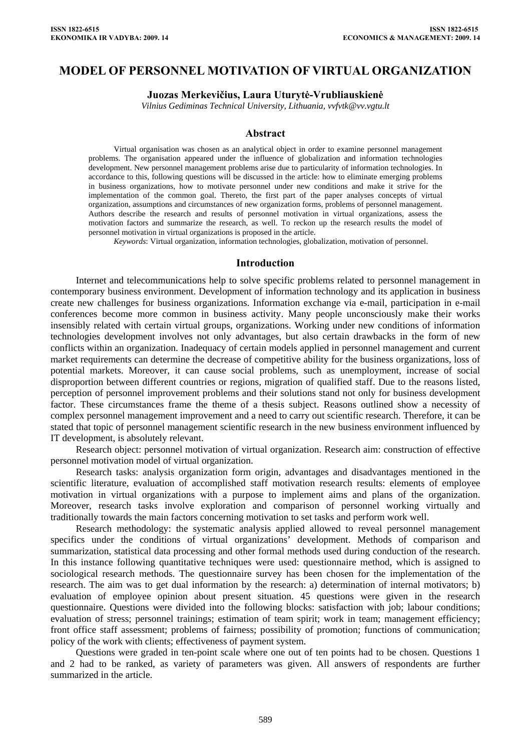# MODEL OF PERSONNEL MOTIVATION OF VIRTUAL ORGANIZATION

**Juozas Merkevičius, Laura Uturytė-Vrubliauskienė**

*Vilnius Gediminas Technical University, Lithuania, vvfvtk@vv.vgtu.lt*

## Abstract

Virtual organisation was chosen as an analytical object in order to examine personnel management problems. The organisation appeared under the influence of globalization and information technologies development. New personnel management problems arise due to particularity of information technologies. In accordance to this, following questions will be discussed in the article: how to eliminate emerging problems in business organizations, how to motivate personnel under new conditions and make it strive for the implementation of the common goal. Thereto, the first part of the paper analyses concepts of virtual organization, assumptions and circumstances of new organization forms, problems of personnel management. Authors describe the research and results of personnel motivation in virtual organizations, assess the motivation factors and summarize the research, as well. To reckon up the research results the model of personnel motivation in virtual organizations is proposed in the article.

*Keywords*: Virtual organization, information technologies, globalization, motivation of personnel.

## Introduction

Internet and telecommunications help to solve specific problems related to personnel management in contemporary business environment. Development of information technology and its application in business create new challenges for business organizations. Information exchange via e-mail, participation in e-mail conferences become more common in business activity. Many people unconsciously make their works insensibly related with certain virtual groups, organizations. Working under new conditions of information technologies development involves not only advantages, but also certain drawbacks in the form of new conflicts within an organization. Inadequacy of certain models applied in personnel management and current market requirements can determine the decrease of competitive ability for the business organizations, loss of potential markets. Moreover, it can cause social problems, such as unemployment, increase of social disproportion between different countries or regions, migration of qualified staff. Due to the reasons listed, perception of personnel improvement problems and their solutions stand not only for business development factor. These circumstances frame the theme of a thesis subject. Reasons outlined show a necessity of complex personnel management improvement and a need to carry out scientific research. Therefore, it can be stated that topic of personnel management scientific research in the new business environment influenced by IT development, is absolutely relevant.

Research object: personnel motivation of virtual organization. Research aim: construction of effective personnel motivation model of virtual organization.

Research tasks: analysis organization form origin, advantages and disadvantages mentioned in the scientific literature, evaluation of accomplished staff motivation research results: elements of employee motivation in virtual organizations with a purpose to implement aims and plans of the organization. Moreover, research tasks involve exploration and comparison of personnel working virtually and traditionally towards the main factors concerning motivation to set tasks and perform work well.

Research methodology: the systematic analysis applied allowed to reveal personnel management specifics under the conditions of virtual organizations' development. Methods of comparison and summarization, statistical data processing and other formal methods used during conduction of the research. In this instance following quantitative techniques were used: questionnaire method, which is assigned to sociological research methods. The questionnaire survey has been chosen for the implementation of the research. The aim was to get dual information by the research: a) determination of internal motivators; b) evaluation of employee opinion about present situation. 45 questions were given in the research questionnaire. Questions were divided into the following blocks: satisfaction with job; labour conditions; evaluation of stress; personnel trainings; estimation of team spirit; work in team; management efficiency; front office staff assessment; problems of fairness; possibility of promotion; functions of communication; policy of the work with clients; effectiveness of payment system.

Questions were graded in ten-point scale where one out of ten points had to be chosen. Questions 1 and 2 had to be ranked, as variety of parameters was given. All answers of respondents are further summarized in the article.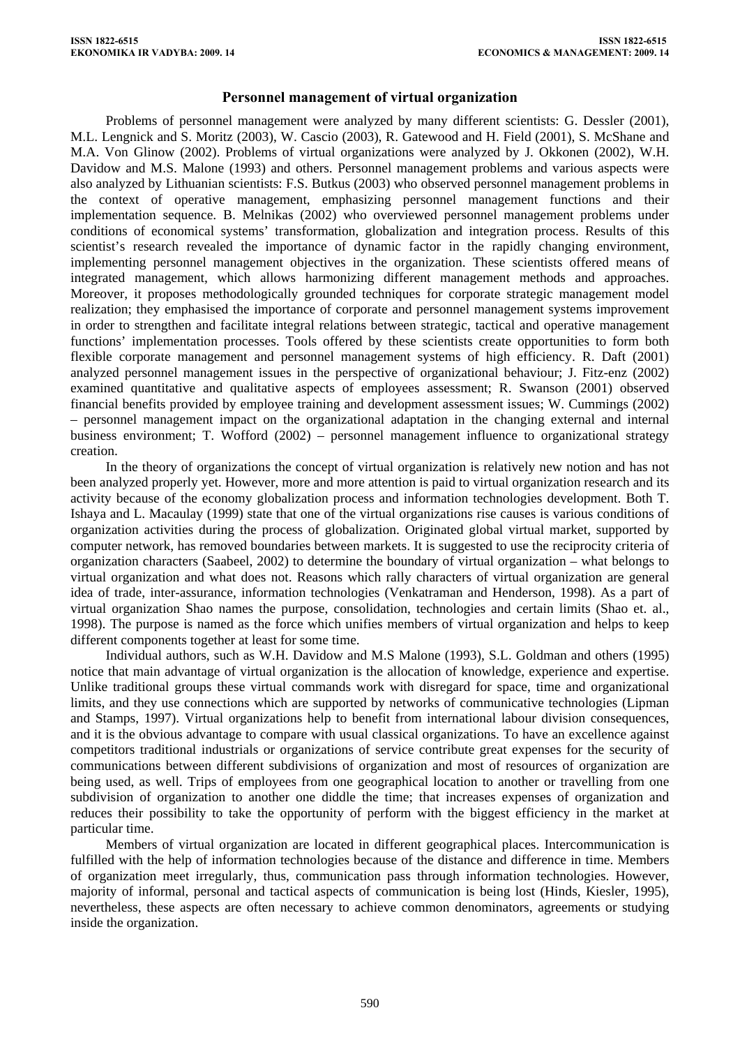## Personnel management of virtual organization

Problems of personnel management were analyzed by many different scientists: G. Dessler (2001), M.L. Lengnick and S. Moritz (2003), W. Cascio (2003), R. Gatewood and H. Field (2001), S. McShane and M.A. Von Glinow (2002). Problems of virtual organizations were analyzed by J. Okkonen (2002), W.H. Davidow and M.S. Malone (1993) and others. Personnel management problems and various aspects were also analyzed by Lithuanian scientists: F.S. Butkus (2003) who observed personnel management problems in the context of operative management, emphasizing personnel management functions and their implementation sequence. B. Melnikas (2002) who overviewed personnel management problems under conditions of economical systems' transformation, globalization and integration process. Results of this scientist's research revealed the importance of dynamic factor in the rapidly changing environment, implementing personnel management objectives in the organization. These scientists offered means of integrated management, which allows harmonizing different management methods and approaches. Moreover, it proposes methodologically grounded techniques for corporate strategic management model realization; they emphasised the importance of corporate and personnel management systems improvement in order to strengthen and facilitate integral relations between strategic, tactical and operative management functions' implementation processes. Tools offered by these scientists create opportunities to form both flexible corporate management and personnel management systems of high efficiency. R. Daft (2001) analyzed personnel management issues in the perspective of organizational behaviour; J. Fitz-enz (2002) examined quantitative and qualitative aspects of employees assessment; R. Swanson (2001) observed financial benefits provided by employee training and development assessment issues; W. Cummings (2002) – personnel management impact on the organizational adaptation in the changing external and internal business environment; T. Wofford (2002) – personnel management influence to organizational strategy creation.

In the theory of organizations the concept of virtual organization is relatively new notion and has not been analyzed properly yet. However, more and more attention is paid to virtual organization research and its activity because of the economy globalization process and information technologies development. Both T. Ishaya and L. Macaulay (1999) state that one of the virtual organizations rise causes is various conditions of organization activities during the process of globalization. Originated global virtual market, supported by computer network, has removed boundaries between markets. It is suggested to use the reciprocity criteria of organization characters (Saabeel, 2002) to determine the boundary of virtual organization – what belongs to virtual organization and what does not. Reasons which rally characters of virtual organization are general idea of trade, inter-assurance, information technologies (Venkatraman and Henderson, 1998). As a part of virtual organization Shao names the purpose, consolidation, technologies and certain limits (Shao et. al., 1998). The purpose is named as the force which unifies members of virtual organization and helps to keep different components together at least for some time.

Individual authors, such as W.H. Davidow and M.S Malone (1993), S.L. Goldman and others (1995) notice that main advantage of virtual organization is the allocation of knowledge, experience and expertise. Unlike traditional groups these virtual commands work with disregard for space, time and organizational limits, and they use connections which are supported by networks of communicative technologies (Lipman and Stamps, 1997). Virtual organizations help to benefit from international labour division consequences, and it is the obvious advantage to compare with usual classical organizations. To have an excellence against competitors traditional industrials or organizations of service contribute great expenses for the security of communications between different subdivisions of organization and most of resources of organization are being used, as well. Trips of employees from one geographical location to another or travelling from one subdivision of organization to another one diddle the time; that increases expenses of organization and reduces their possibility to take the opportunity of perform with the biggest efficiency in the market at particular time.

Members of virtual organization are located in different geographical places. Intercommunication is fulfilled with the help of information technologies because of the distance and difference in time. Members of organization meet irregularly, thus, communication pass through information technologies. However, majority of informal, personal and tactical aspects of communication is being lost (Hinds, Kiesler, 1995), nevertheless, these aspects are often necessary to achieve common denominators, agreements or studying inside the organization.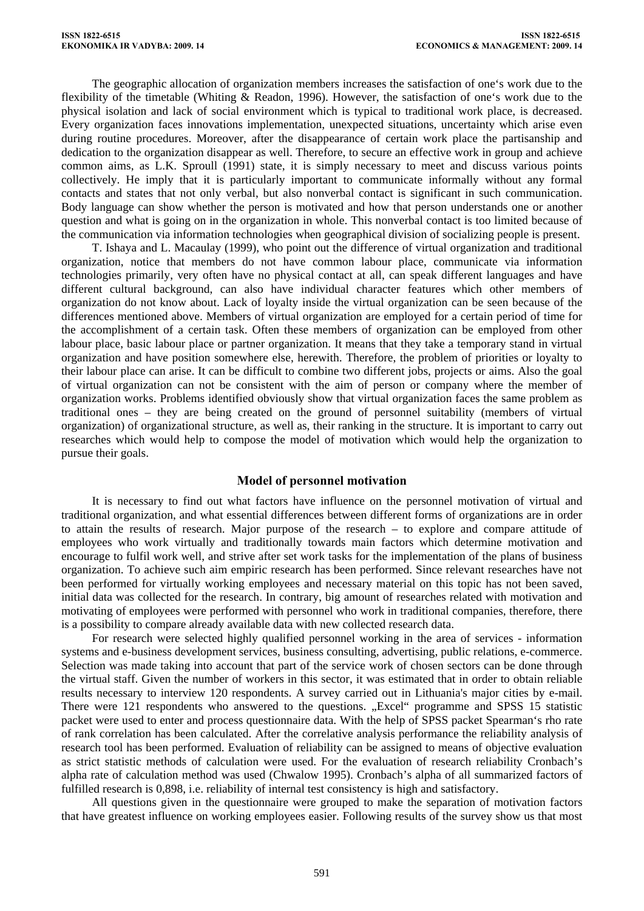The geographic allocation of organization members increases the satisfaction of one‘s work due to the flexibility of the timetable (Whiting & Readon, 1996). However, the satisfaction of one‘s work due to the physical isolation and lack of social environment which is typical to traditional work place, is decreased. Every organization faces innovations implementation, unexpected situations, uncertainty which arise even during routine procedures. Moreover, after the disappearance of certain work place the partisanship and dedication to the organization disappear as well. Therefore, to secure an effective work in group and achieve common aims, as L.K. Sproull (1991) state, it is simply necessary to meet and discuss various points collectively. He imply that it is particularly important to communicate informally without any formal contacts and states that not only verbal, but also nonverbal contact is significant in such communication. Body language can show whether the person is motivated and how that person understands one or another question and what is going on in the organization in whole. This nonverbal contact is too limited because of the communication via information technologies when geographical division of socializing people is present.

T. Ishaya and L. Macaulay (1999), who point out the difference of virtual organization and traditional organization, notice that members do not have common labour place, communicate via information technologies primarily, very often have no physical contact at all, can speak different languages and have different cultural background, can also have individual character features which other members of organization do not know about. Lack of loyalty inside the virtual organization can be seen because of the differences mentioned above. Members of virtual organization are employed for a certain period of time for the accomplishment of a certain task. Often these members of organization can be employed from other labour place, basic labour place or partner organization. It means that they take a temporary stand in virtual organization and have position somewhere else, herewith. Therefore, the problem of priorities or loyalty to their labour place can arise. It can be difficult to combine two different jobs, projects or aims. Also the goal of virtual organization can not be consistent with the aim of person or company where the member of organization works. Problems identified obviously show that virtual organization faces the same problem as traditional ones – they are being created on the ground of personnel suitability (members of virtual organization) of organizational structure, as well as, their ranking in the structure. It is important to carry out researches which would help to compose the model of motivation which would help the organization to pursue their goals.

## Model of personnel motivation

It is necessary to find out what factors have influence on the personnel motivation of virtual and traditional organization, and what essential differences between different forms of organizations are in order to attain the results of research. Major purpose of the research – to explore and compare attitude of employees who work virtually and traditionally towards main factors which determine motivation and encourage to fulfil work well, and strive after set work tasks for the implementation of the plans of business organization. To achieve such aim empiric research has been performed. Since relevant researches have not been performed for virtually working employees and necessary material on this topic has not been saved, initial data was collected for the research. In contrary, big amount of researches related with motivation and motivating of employees were performed with personnel who work in traditional companies, therefore, there is a possibility to compare already available data with new collected research data.

For research were selected highly qualified personnel working in the area of services - information systems and e-business development services, business consulting, advertising, public relations, e-commerce. Selection was made taking into account that part of the service work of chosen sectors can be done through the virtual staff. Given the number of workers in this sector, it was estimated that in order to obtain reliable results necessary to interview 120 respondents. A survey carried out in Lithuania's major cities by e-mail. There were 121 respondents who answered to the questions. „Excel“ programme and SPSS 15 statistic packet were used to enter and process questionnaire data. With the help of SPSS packet Spearman‘s rho rate of rank correlation has been calculated. After the correlative analysis performance the reliability analysis of research tool has been performed. Evaluation of reliability can be assigned to means of objective evaluation as strict statistic methods of calculation were used. For the evaluation of research reliability Cronbach’s alpha rate of calculation method was used (Chwalow 1995). Cronbach’s alpha of all summarized factors of fulfilled research is 0,898, i.e. reliability of internal test consistency is high and satisfactory.

All questions given in the questionnaire were grouped to make the separation of motivation factors that have greatest influence on working employees easier. Following results of the survey show us that most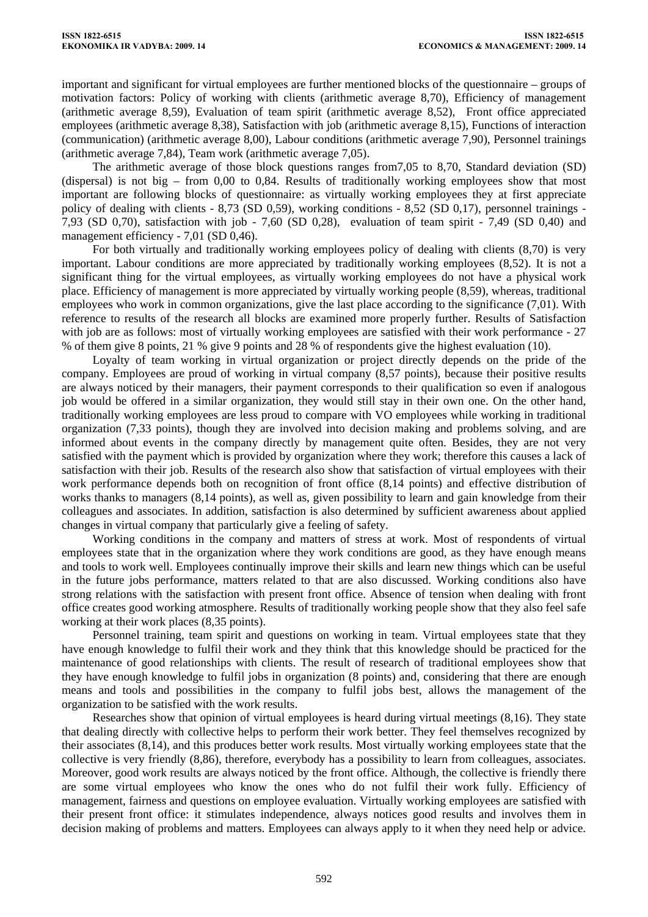important and significant for virtual employees are further mentioned blocks of the questionnaire – groups of motivation factors: Policy of working with clients (arithmetic average 8,70), Efficiency of management (arithmetic average 8,59), Evaluation of team spirit (arithmetic average 8,52), Front office appreciated employees (arithmetic average 8,38), Satisfaction with job (arithmetic average 8,15), Functions of interaction (communication) (arithmetic average 8,00), Labour conditions (arithmetic average 7,90), Personnel trainings (arithmetic average 7,84), Team work (arithmetic average 7,05).

The arithmetic average of those block questions ranges from7,05 to 8,70, Standard deviation (SD) (dispersal) is not big – from 0,00 to 0,84. Results of traditionally working employees show that most important are following blocks of questionnaire: as virtually working employees they at first appreciate policy of dealing with clients - 8,73 (SD 0,59), working conditions - 8,52 (SD 0,17), personnel trainings - 7,93 (SD 0,70), satisfaction with job - 7,60 (SD 0,28), evaluation of team spirit - 7,49 (SD 0,40) and management efficiency - 7,01 (SD 0,46).

For both virtually and traditionally working employees policy of dealing with clients (8,70) is very important. Labour conditions are more appreciated by traditionally working employees (8,52). It is not a significant thing for the virtual employees, as virtually working employees do not have a physical work place. Efficiency of management is more appreciated by virtually working people (8,59), whereas, traditional employees who work in common organizations, give the last place according to the significance (7,01). With reference to results of the research all blocks are examined more properly further. Results of Satisfaction with job are as follows: most of virtually working employees are satisfied with their work performance - 27 % of them give 8 points, 21 % give 9 points and 28 % of respondents give the highest evaluation (10).

Loyalty of team working in virtual organization or project directly depends on the pride of the company. Employees are proud of working in virtual company (8,57 points), because their positive results are always noticed by their managers, their payment corresponds to their qualification so even if analogous job would be offered in a similar organization, they would still stay in their own one. On the other hand, traditionally working employees are less proud to compare with VO employees while working in traditional organization (7,33 points), though they are involved into decision making and problems solving, and are informed about events in the company directly by management quite often. Besides, they are not very satisfied with the payment which is provided by organization where they work; therefore this causes a lack of satisfaction with their job. Results of the research also show that satisfaction of virtual employees with their work performance depends both on recognition of front office (8,14 points) and effective distribution of works thanks to managers (8,14 points), as well as, given possibility to learn and gain knowledge from their colleagues and associates. In addition, satisfaction is also determined by sufficient awareness about applied changes in virtual company that particularly give a feeling of safety.

Working conditions in the company and matters of stress at work. Most of respondents of virtual employees state that in the organization where they work conditions are good, as they have enough means and tools to work well. Employees continually improve their skills and learn new things which can be useful in the future jobs performance, matters related to that are also discussed. Working conditions also have strong relations with the satisfaction with present front office. Absence of tension when dealing with front office creates good working atmosphere. Results of traditionally working people show that they also feel safe working at their work places (8,35 points).

Personnel training, team spirit and questions on working in team. Virtual employees state that they have enough knowledge to fulfil their work and they think that this knowledge should be practiced for the maintenance of good relationships with clients. The result of research of traditional employees show that they have enough knowledge to fulfil jobs in organization (8 points) and, considering that there are enough means and tools and possibilities in the company to fulfil jobs best, allows the management of the organization to be satisfied with the work results.

Researches show that opinion of virtual employees is heard during virtual meetings (8,16). They state that dealing directly with collective helps to perform their work better. They feel themselves recognized by their associates (8,14), and this produces better work results. Most virtually working employees state that the collective is very friendly (8,86), therefore, everybody has a possibility to learn from colleagues, associates. Moreover, good work results are always noticed by the front office. Although, the collective is friendly there are some virtual employees who know the ones who do not fulfil their work fully. Efficiency of management, fairness and questions on employee evaluation. Virtually working employees are satisfied with their present front office: it stimulates independence, always notices good results and involves them in decision making of problems and matters. Employees can always apply to it when they need help or advice.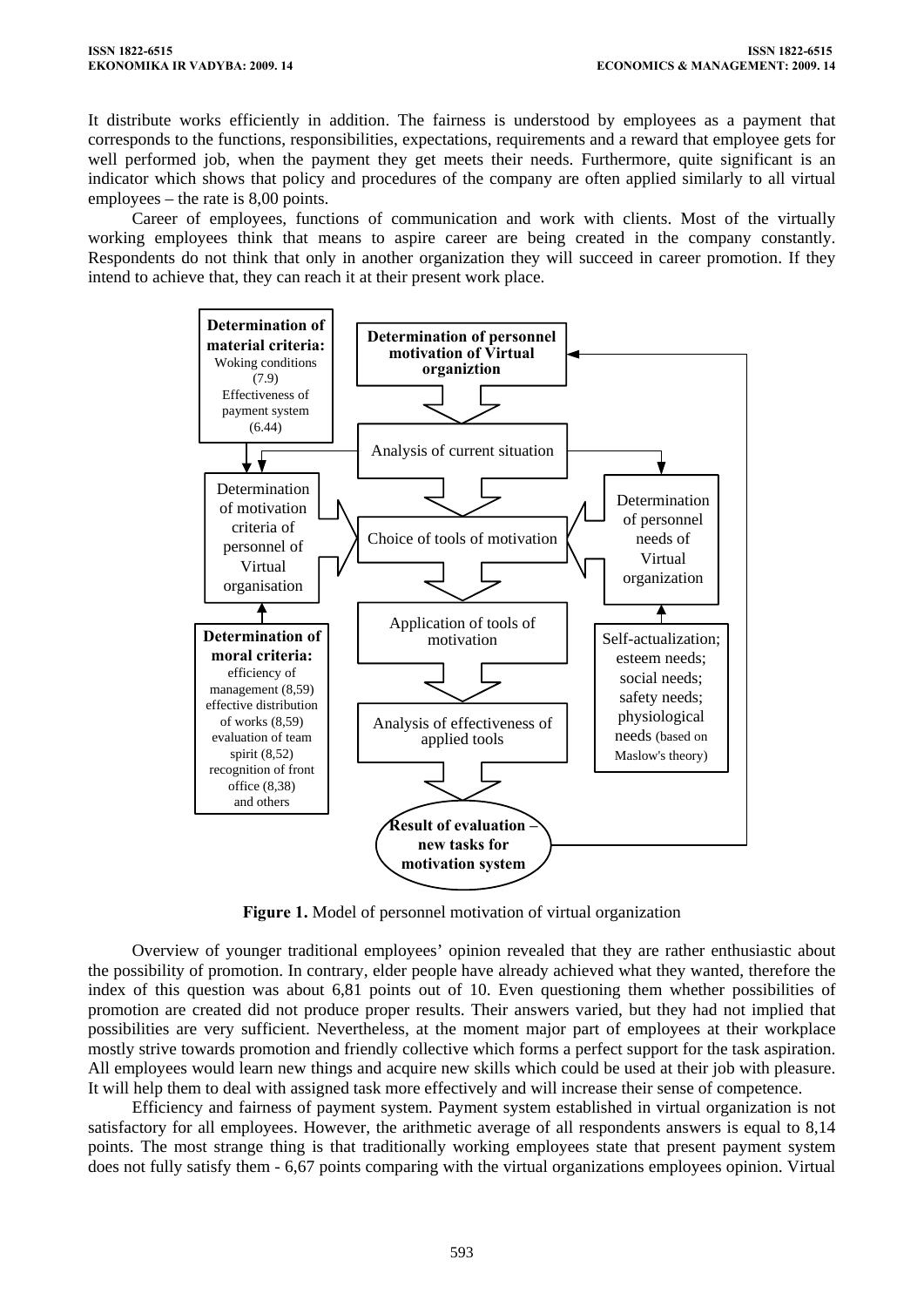It distribute works efficiently in addition. The fairness is understood by employees as a payment that corresponds to the functions, responsibilities, expectations, requirements and a reward that employee gets for well performed job, when the payment they get meets their needs. Furthermore, quite significant is an indicator which shows that policy and procedures of the company are often applied similarly to all virtual employees – the rate is 8,00 points.

Career of employees, functions of communication and work with clients. Most of the virtually working employees think that means to aspire career are being created in the company constantly. Respondents do not think that only in another organization they will succeed in career promotion. If they intend to achieve that, they can reach it at their present work place.

**Determination of material criteria:** Woking conditions (7.9) Effectiveness of payment system (6.44)

**Determination of personnel motivation of Virtual organiztion**

Analysis of current situation

Determination of motivation criteria of personnel of Virtual organisation

Choice of tools of motivation

Determination of personnel needs of Virtual organization

Application of tools of motivation

Analysis of effectiveness of applied tools

**Determination of moral criteria:** efficiency of management (8,59) effective distribution of works (8,59) evaluation of team spirit (8,52) recognition of front office (8,38) and others

Self-actualization; esteem needs; social needs; safety needs; physiological needs (based on Maslow's theory)

**Result of evaluation – new tasks for motivation system**

**Figure 1.** Model of personnel motivation of virtual organization

Overview of younger traditional employees' opinion revealed that they are rather enthusiastic about the possibility of promotion. In contrary, elder people have already achieved what they wanted, therefore the index of this question was about 6,81 points out of 10. Even questioning them whether possibilities of promotion are created did not produce proper results. Their answers varied, but they had not implied that possibilities are very sufficient. Nevertheless, at the moment major part of employees at their workplace mostly strive towards promotion and friendly collective which forms a perfect support for the task aspiration. All employees would learn new things and acquire new skills which could be used at their job with pleasure. It will help them to deal with assigned task more effectively and will increase their sense of competence.

Efficiency and fairness of payment system. Payment system established in virtual organization is not satisfactory for all employees. However, the arithmetic average of all respondents answers is equal to 8,14 points. The most strange thing is that traditionally working employees state that present payment system does not fully satisfy them - 6,67 points comparing with the virtual organizations employees opinion. Virtual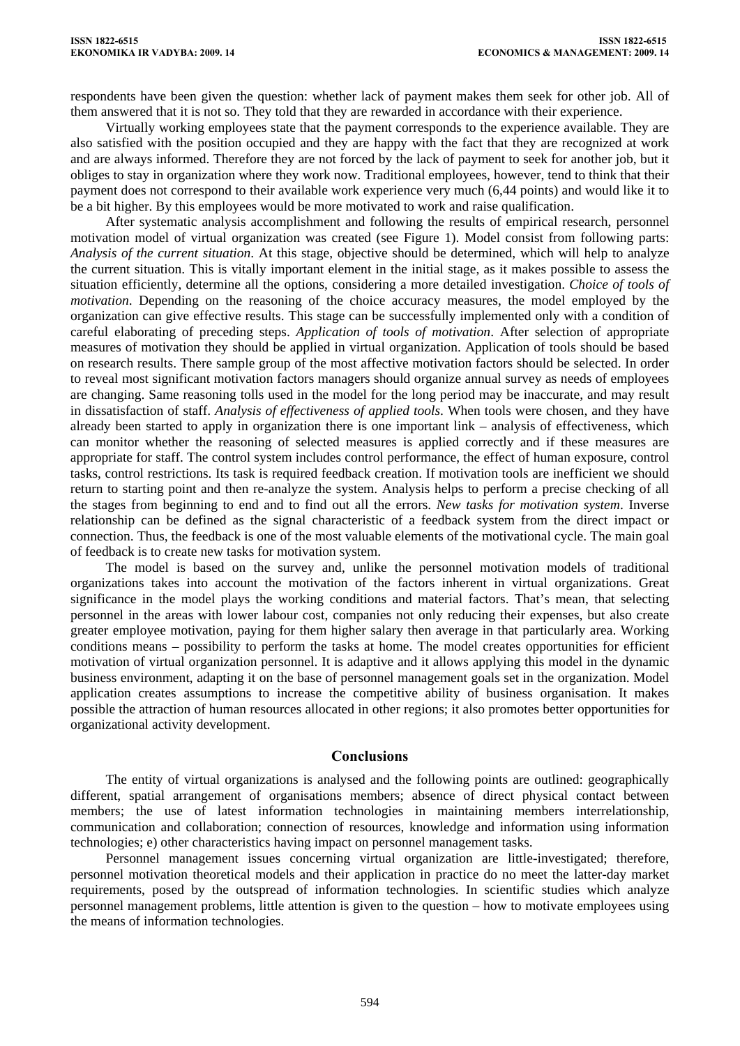respondents have been given the question: whether lack of payment makes them seek for other job. All of them answered that it is not so. They told that they are rewarded in accordance with their experience.

Virtually working employees state that the payment corresponds to the experience available. They are also satisfied with the position occupied and they are happy with the fact that they are recognized at work and are always informed. Therefore they are not forced by the lack of payment to seek for another job, but it obliges to stay in organization where they work now. Traditional employees, however, tend to think that their payment does not correspond to their available work experience very much (6,44 points) and would like it to be a bit higher. By this employees would be more motivated to work and raise qualification.

After systematic analysis accomplishment and following the results of empirical research, personnel motivation model of virtual organization was created (see Figure 1). Model consist from following parts: *Analysis of the current situation*. At this stage, objective should be determined, which will help to analyze the current situation. This is vitally important element in the initial stage, as it makes possible to assess the situation efficiently, determine all the options, considering a more detailed investigation. *Choice of tools of motivation*. Depending on the reasoning of the choice accuracy measures, the model employed by the organization can give effective results. This stage can be successfully implemented only with a condition of careful elaborating of preceding steps. *Application of tools of motivation*. After selection of appropriate measures of motivation they should be applied in virtual organization. Application of tools should be based on research results. There sample group of the most affective motivation factors should be selected. In order to reveal most significant motivation factors managers should organize annual survey as needs of employees are changing. Same reasoning tolls used in the model for the long period may be inaccurate, and may result in dissatisfaction of staff. *Analysis of effectiveness of applied tools*. When tools were chosen, and they have already been started to apply in organization there is one important link – analysis of effectiveness, which can monitor whether the reasoning of selected measures is applied correctly and if these measures are appropriate for staff. The control system includes control performance, the effect of human exposure, control tasks, control restrictions. Its task is required feedback creation. If motivation tools are inefficient we should return to starting point and then re-analyze the system. Analysis helps to perform a precise checking of all the stages from beginning to end and to find out all the errors. *New tasks for motivation system*. Inverse relationship can be defined as the signal characteristic of a feedback system from the direct impact or connection. Thus, the feedback is one of the most valuable elements of the motivational cycle. The main goal of feedback is to create new tasks for motivation system.

The model is based on the survey and, unlike the personnel motivation models of traditional organizations takes into account the motivation of the factors inherent in virtual organizations. Great significance in the model plays the working conditions and material factors. That's mean, that selecting personnel in the areas with lower labour cost, companies not only reducing their expenses, but also create greater employee motivation, paying for them higher salary then average in that particularly area. Working conditions means – possibility to perform the tasks at home. The model creates opportunities for efficient motivation of virtual organization personnel. It is adaptive and it allows applying this model in the dynamic business environment, adapting it on the base of personnel management goals set in the organization. Model application creates assumptions to increase the competitive ability of business organisation. It makes possible the attraction of human resources allocated in other regions; it also promotes better opportunities for organizational activity development.

## Conclusions

The entity of virtual organizations is analysed and the following points are outlined: geographically different, spatial arrangement of organisations members; absence of direct physical contact between members; the use of latest information technologies in maintaining members interrelationship, communication and collaboration; connection of resources, knowledge and information using information technologies; e) other characteristics having impact on personnel management tasks.

Personnel management issues concerning virtual organization are little-investigated; therefore, personnel motivation theoretical models and their application in practice do no meet the latter-day market requirements, posed by the outspread of information technologies. In scientific studies which analyze personnel management problems, little attention is given to the question – how to motivate employees using the means of information technologies.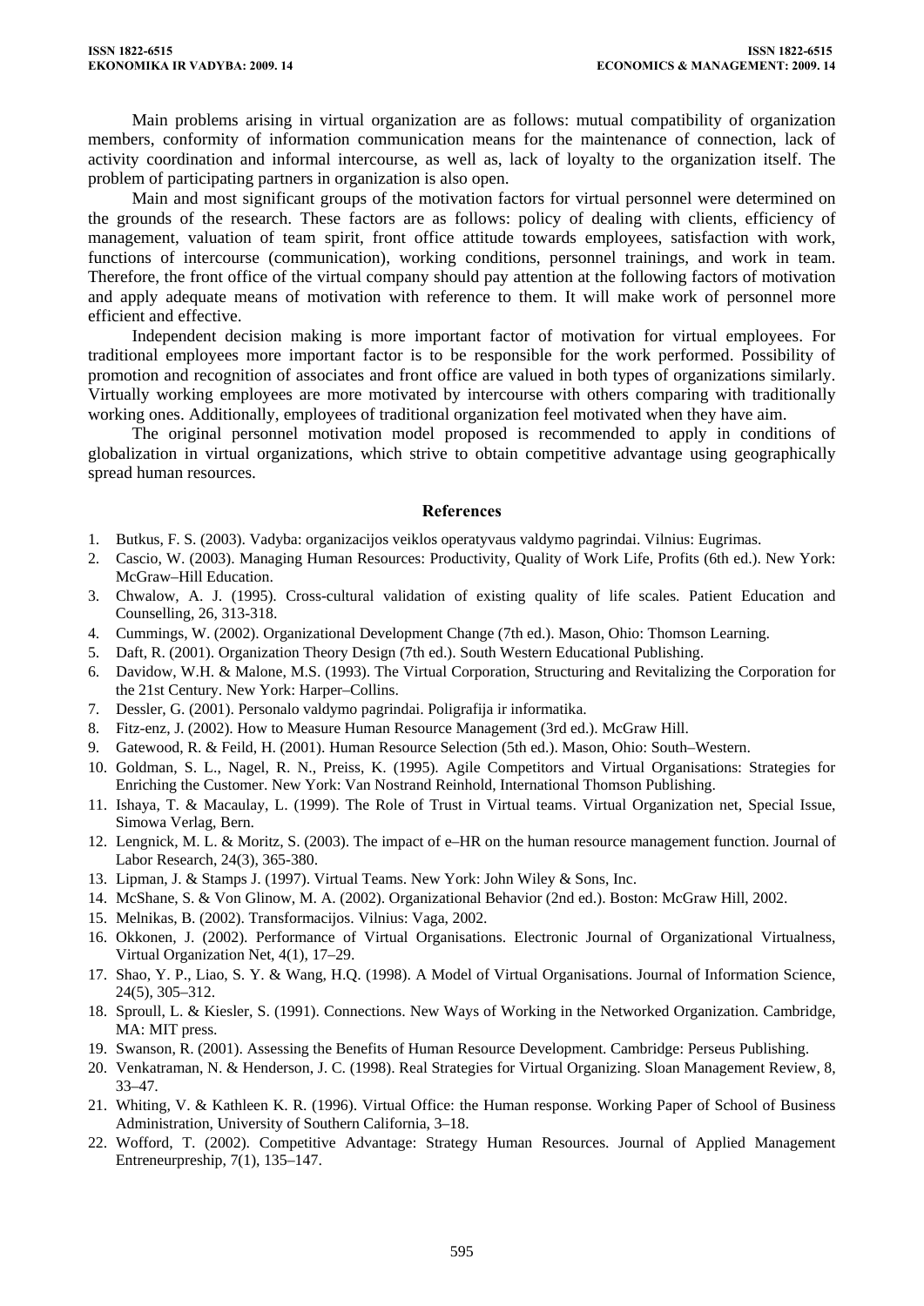Main problems arising in virtual organization are as follows: mutual compatibility of organization members, conformity of information communication means for the maintenance of connection, lack of activity coordination and informal intercourse, as well as, lack of loyalty to the organization itself. The problem of participating partners in organization is also open.

Main and most significant groups of the motivation factors for virtual personnel were determined on the grounds of the research. These factors are as follows: policy of dealing with clients, efficiency of management, valuation of team spirit, front office attitude towards employees, satisfaction with work, functions of intercourse (communication), working conditions, personnel trainings, and work in team. Therefore, the front office of the virtual company should pay attention at the following factors of motivation and apply adequate means of motivation with reference to them. It will make work of personnel more efficient and effective.

Independent decision making is more important factor of motivation for virtual employees. For traditional employees more important factor is to be responsible for the work performed. Possibility of promotion and recognition of associates and front office are valued in both types of organizations similarly. Virtually working employees are more motivated by intercourse with others comparing with traditionally working ones. Additionally, employees of traditional organization feel motivated when they have aim.

The original personnel motivation model proposed is recommended to apply in conditions of globalization in virtual organizations, which strive to obtain competitive advantage using geographically spread human resources.

## References

1. Butkus, F. S. (2003). Vadyba: organizacijos veiklos operatyvaus valdymo pagrindai. Vilnius: Eugrimas.
2. Cascio, W. (2003). Managing Human Resources: Productivity, Quality of Work Life, Profits (6th ed.). New York: McGraw–Hill Education.
3. Chwalow, A. J. (1995). Cross-cultural validation of existing quality of life scales. Patient Education and Counselling, 26, 313-318.
4. Cummings, W. (2002). Organizational Development Change (7th ed.). Mason, Ohio: Thomson Learning.
5. Daft, R. (2001). Organization Theory Design (7th ed.). South Western Educational Publishing.
6. Davidow, W.H. & Malone, M.S. (1993). The Virtual Corporation, Structuring and Revitalizing the Corporation for the 21st Century. New York: Harper–Collins.
7. Dessler, G. (2001). Personalo valdymo pagrindai. Poligrafija ir informatika.
8. Fitz-enz, J. (2002). How to Measure Human Resource Management (3rd ed.). McGraw Hill.
9. Gatewood, R. & Feild, H. (2001). Human Resource Selection (5th ed.). Mason, Ohio: South–Western.
10. Goldman, S. L., Nagel, R. N., Preiss, K. (1995). Agile Competitors and Virtual Organisations: Strategies for Enriching the Customer. New York: Van Nostrand Reinhold, International Thomson Publishing.
11. Ishaya, T. & Macaulay, L. (1999). The Role of Trust in Virtual teams. Virtual Organization net, Special Issue, Simowa Verlag, Bern.
12. Lengnick, M. L. & Moritz, S. (2003). The impact of e–HR on the human resource management function. Journal of Labor Research, 24(3), 365-380.
13. Lipman, J. & Stamps J. (1997). Virtual Teams. New York: John Wiley & Sons, Inc.
14. McShane, S. & Von Glinow, M. A. (2002). Organizational Behavior (2nd ed.). Boston: McGraw Hill, 2002.
15. Melnikas, B. (2002). Transformacijos. Vilnius: Vaga, 2002.
16. Okkonen, J. (2002). Performance of Virtual Organisations. Electronic Journal of Organizational Virtualness, Virtual Organization Net, 4(1), 17–29.
17. Shao, Y. P., Liao, S. Y. & Wang, H.Q. (1998). A Model of Virtual Organisations. Journal of Information Science, 24(5), 305–312.
18. Sproull, L. & Kiesler, S. (1991). Connections. New Ways of Working in the Networked Organization. Cambridge, MA: MIT press.
19. Swanson, R. (2001). Assessing the Benefits of Human Resource Development. Cambridge: Perseus Publishing.
20. Venkatraman, N. & Henderson, J. C. (1998). Real Strategies for Virtual Organizing. Sloan Management Review, 8, 33–47.
21. Whiting, V. & Kathleen K. R. (1996). Virtual Office: the Human response. Working Paper of School of Business Administration, University of Southern California, 3–18.
22. Wofford, T. (2002). Competitive Advantage: Strategy Human Resources. Journal of Applied Management Entreneurpreship, 7(1), 135–147.